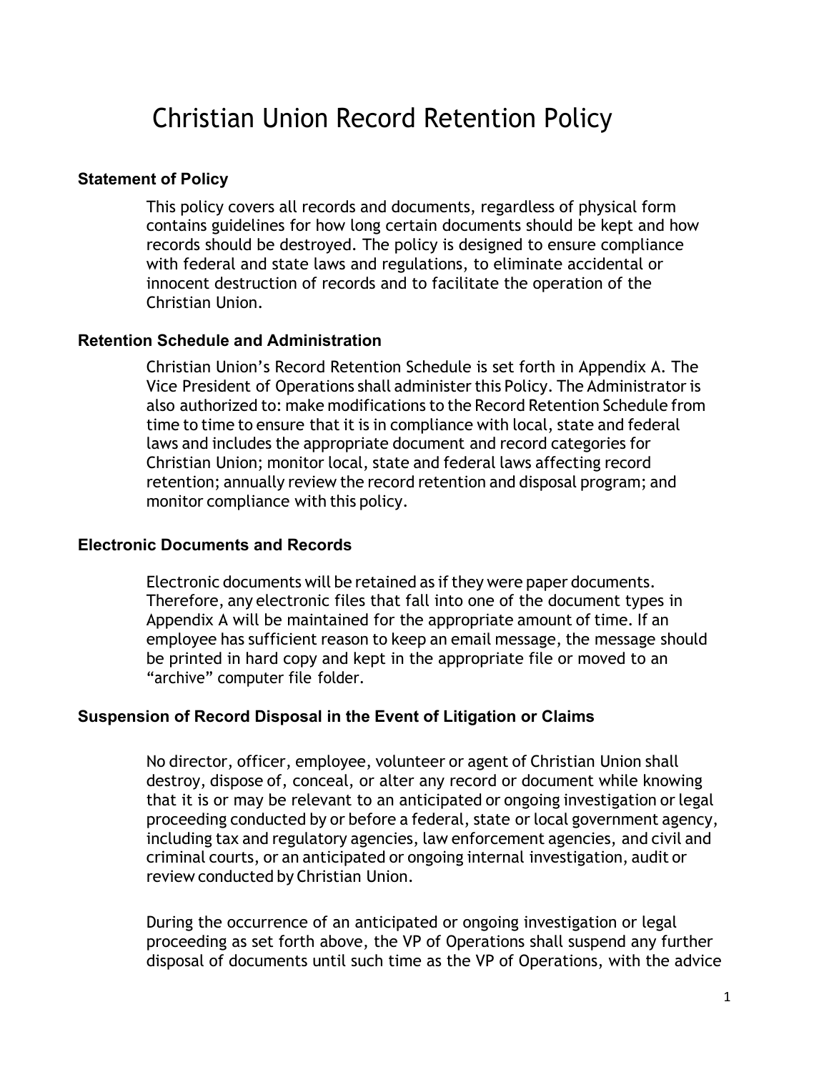# Christian Union Record Retention Policy

### Statement of Policy

This policy covers all records and documents, regardless of physical form contains guidelines for how long certain documents should be kept and how records should be destroyed. The policy is designed to ensure compliance with federal and state laws and regulations, to eliminate accidental or innocent destruction of records and to facilitate the operation of the Christian Union.

### Retention Schedule and Administration

Christian Union's Record Retention Schedule is set forth in Appendix A. The Vice President of Operations shall administer this Policy. The Administrator is also authorized to: make modifications to the Record Retention Schedule from time to time to ensure that it is in compliance with local, state and federal laws and includes the appropriate document and record categories for Christian Union; monitor local, state and federal laws affecting record retention; annually review the record retention and disposal program; and monitor compliance with this policy.

### Electronic Documents and Records

Electronic documents will be retained as if they were paper documents. Therefore, any electronic files that fall into one of the document types in Appendix A will be maintained for the appropriate amount of time. If an employee has sufficient reason to keep an email message, the message should be printed in hard copy and kept in the appropriate file or moved to an "archive" computer file folder.

### Suspension of Record Disposal in the Event of Litigation or Claims

No director, officer, employee, volunteer or agent of Christian Union shall destroy, dispose of, conceal, or alter any record or document while knowing that it is or may be relevant to an anticipated or ongoing investigation or legal proceeding conducted by or before a federal, state or local government agency, including tax and regulatory agencies, law enforcement agencies, and civil and criminal courts, or an anticipated or ongoing internal investigation, audit or review conducted by Christian Union.

During the occurrence of an anticipated or ongoing investigation or legal proceeding as set forth above, the VP of Operations shall suspend any further disposal of documents until such time as the VP of Operations, with the advice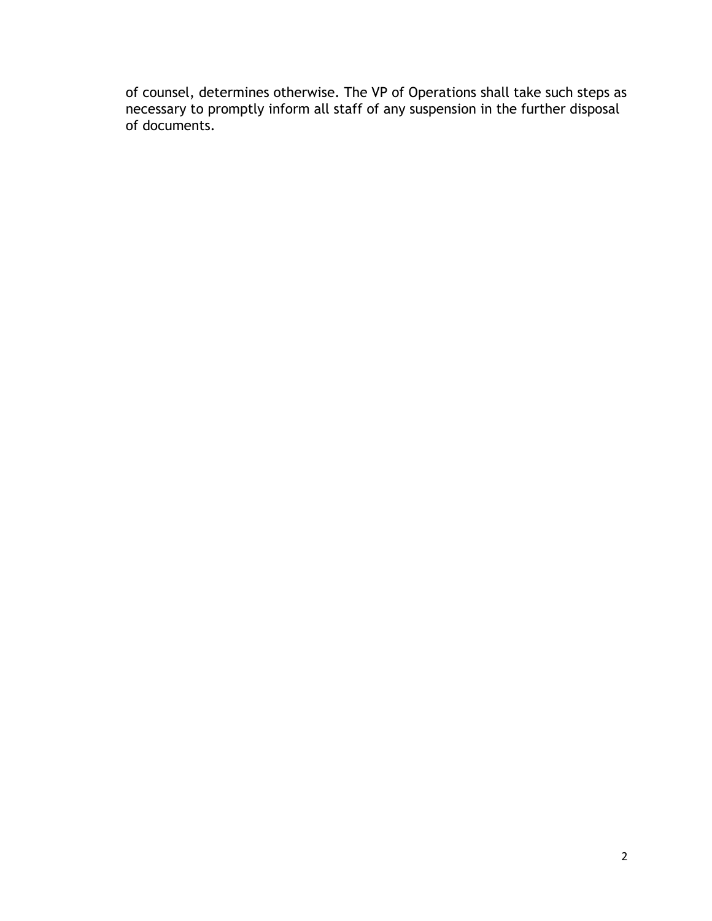of counsel, determines otherwise. The VP of Operations shall take such steps as necessary to promptly inform all staff of any suspension in the further disposal of documents.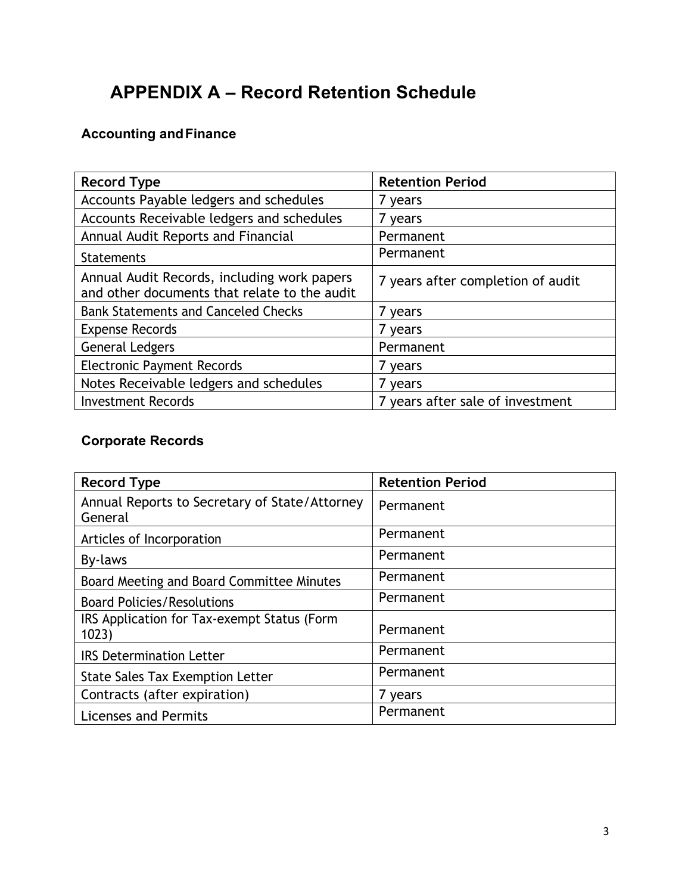# APPENDIX A – Record Retention Schedule

### Accounting and Finance

| Record Type | Retention Period |
|---|---|
| Accounts Payable ledgers and schedules | 7 years |
| Accounts Receivable ledgers and schedules | 7 years |
| Annual Audit Reports and Financial | Permanent |
| Statements | Permanent |
| Annual Audit Records, including work papers and other documents that relate to the audit | 7 years after completion of audit |
| Bank Statements and Canceled Checks | 7 years |
| Expense Records | 7 years |
| General Ledgers | Permanent |
| Electronic Payment Records | 7 years |
| Notes Receivable ledgers and schedules | 7 years |
| Investment Records | 7 years after sale of investment |

### Corporate Records

| Record Type | Retention Period |
|---|---|
| Annual Reports to Secretary of State/Attorney General | Permanent |
| Articles of Incorporation | Permanent |
| By-laws | Permanent |
| Board Meeting and Board Committee Minutes | Permanent |
| Board Policies/Resolutions | Permanent |
| IRS Application for Tax-exempt Status (Form 1023) | Permanent |
| IRS Determination Letter | Permanent |
| State Sales Tax Exemption Letter | Permanent |
| Contracts (after expiration) | 7 years |
| Licenses and Permits | Permanent |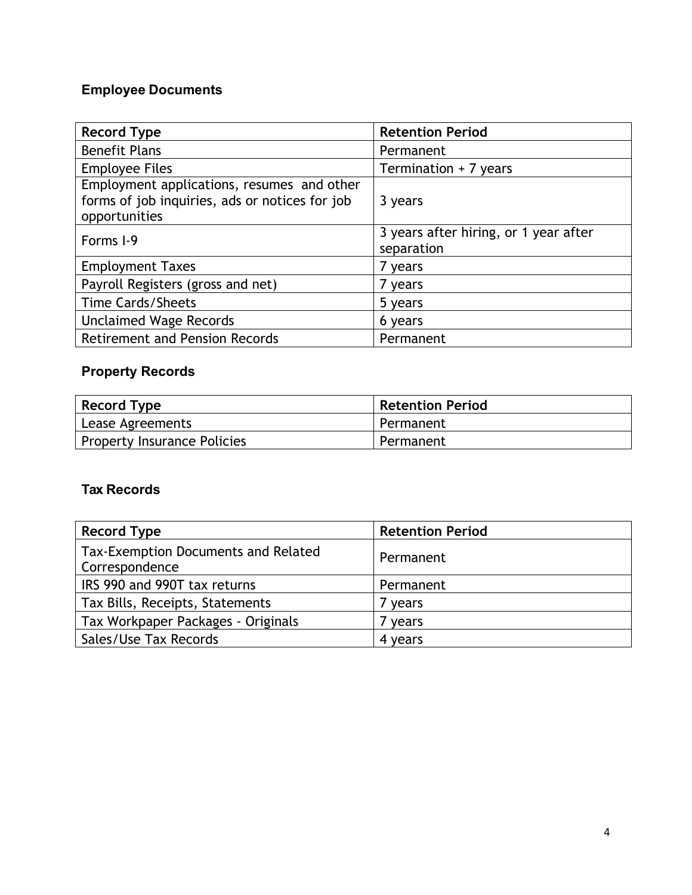## Employee Documents

| Record Type | Retention Period |
| --- | --- |
| Benefit Plans | Permanent |
| Employee Files | Termination + 7 years |
| Employment applications, resumes and other forms of job inquiries, ads or notices for job opportunities | 3 years |
| Forms I-9 | 3 years after hiring, or 1 year after separation |
| Employment Taxes | 7 years |
| Payroll Registers (gross and net) | 7 years |
| Time Cards/Sheets | 5 years |
| Unclaimed Wage Records | 6 years |
| Retirement and Pension Records | Permanent |

## Property Records

| Record Type | Retention Period |
| --- | --- |
| Lease Agreements | Permanent |
| Property Insurance Policies | Permanent |

## Tax Records

| Record Type | Retention Period |
| --- | --- |
| Tax-Exemption Documents and Related Correspondence | Permanent |
| IRS 990 and 990T tax returns | Permanent |
| Tax Bills, Receipts, Statements | 7 years |
| Tax Workpaper Packages - Originals | 7 years |
| Sales/Use Tax Records | 4 years |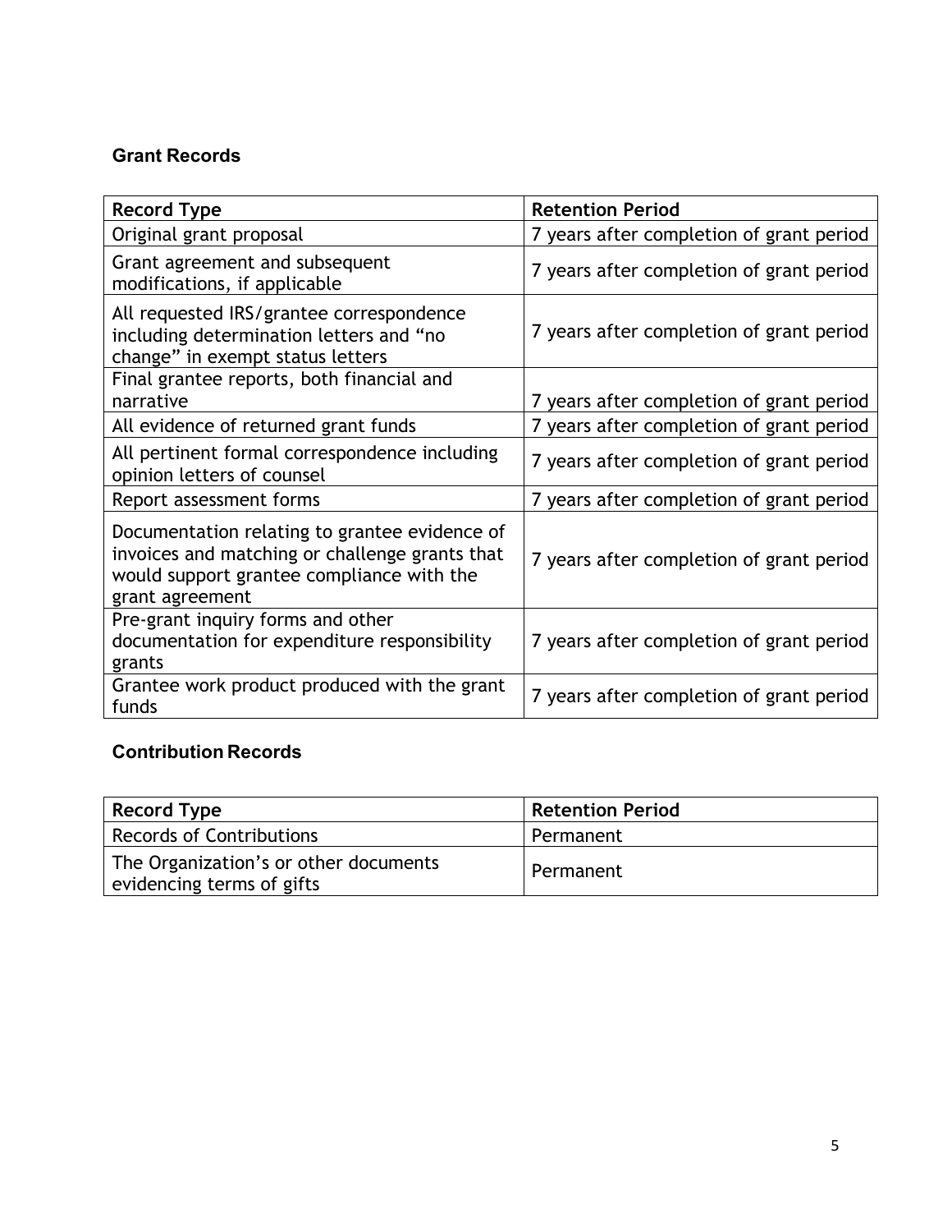### Grant Records

| Record Type | Retention Period |
| --- | --- |
| Original grant proposal | 7 years after completion of grant period |
| Grant agreement and subsequent modifications, if applicable | 7 years after completion of grant period |
| All requested IRS/grantee correspondence including determination letters and "no change" in exempt status letters | 7 years after completion of grant period |
| Final grantee reports, both financial and narrative | 7 years after completion of grant period |
| All evidence of returned grant funds | 7 years after completion of grant period |
| All pertinent formal correspondence including opinion letters of counsel | 7 years after completion of grant period |
| Report assessment forms | 7 years after completion of grant period |
| Documentation relating to grantee evidence of invoices and matching or challenge grants that would support grantee compliance with the grant agreement | 7 years after completion of grant period |
| Pre-grant inquiry forms and other documentation for expenditure responsibility grants | 7 years after completion of grant period |
| Grantee work product produced with the grant funds | 7 years after completion of grant period |

### Contribution Records

| Record Type | Retention Period |
| --- | --- |
| Records of Contributions | Permanent |
| The Organization's or other documents evidencing terms of gifts | Permanent |